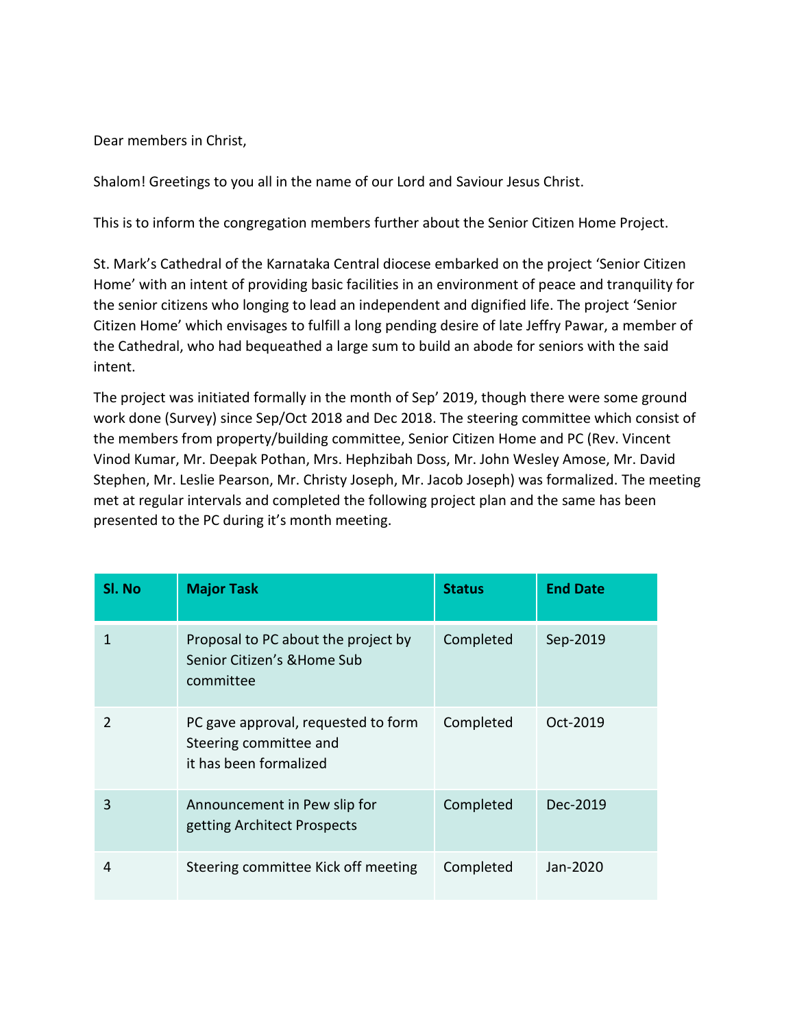Dear members in Christ,

Shalom! Greetings to you all in the name of our Lord and Saviour Jesus Christ.

This is to inform the congregation members further about the Senior Citizen Home Project.

St. Mark's Cathedral of the Karnataka Central diocese embarked on the project 'Senior Citizen Home' with an intent of providing basic facilities in an environment of peace and tranquility for the senior citizens who longing to lead an independent and dignified life. The project 'Senior Citizen Home' which envisages to fulfill a long pending desire of late Jeffry Pawar, a member of the Cathedral, who had bequeathed a large sum to build an abode for seniors with the said intent.

The project was initiated formally in the month of Sep' 2019, though there were some ground work done (Survey) since Sep/Oct 2018 and Dec 2018. The steering committee which consist of the members from property/building committee, Senior Citizen Home and PC (Rev. Vincent Vinod Kumar, Mr. Deepak Pothan, Mrs. Hephzibah Doss, Mr. John Wesley Amose, Mr. David Stephen, Mr. Leslie Pearson, Mr. Christy Joseph, Mr. Jacob Joseph) was formalized. The meeting met at regular intervals and completed the following project plan and the same has been presented to the PC during it's month meeting.

| Sl. No | Major Task | Status | End Date |
|---|---|---|---|
| 1 | Proposal to PC about the project by Senior Citizen's &Home Sub committee | Completed | Sep-2019 |
| 2 | PC gave approval, requested to form Steering committee and it has been formalized | Completed | Oct-2019 |
| 3 | Announcement in Pew slip for getting Architect Prospects | Completed | Dec-2019 |
| 4 | Steering committee Kick off meeting | Completed | Jan-2020 |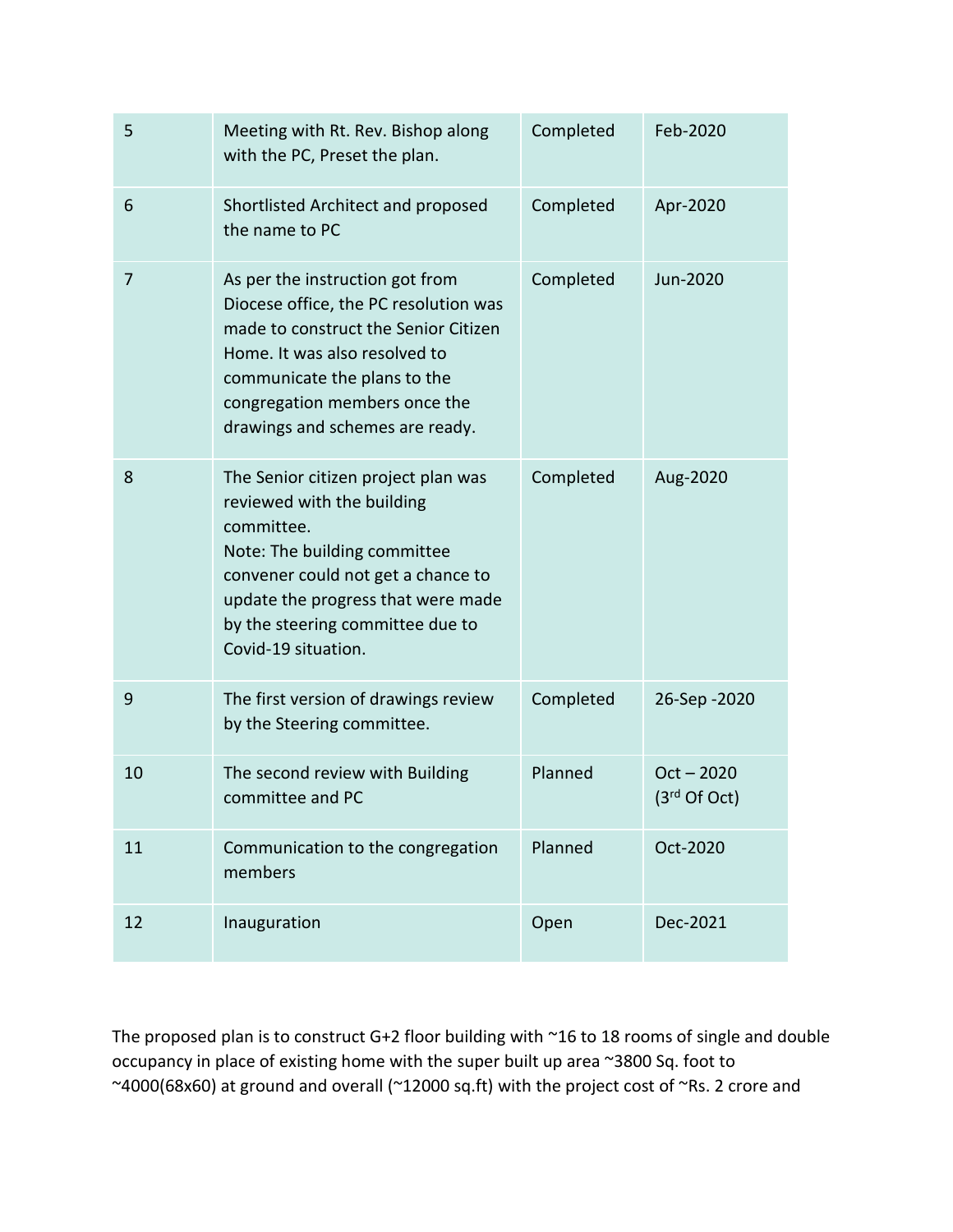| 5 | Meeting with Rt. Rev. Bishop along with the PC, Preset the plan. | Completed | Feb-2020 |
|---|---|---|---|
| 6 | Shortlisted Architect and proposed the name to PC | Completed | Apr-2020 |
| 7 | As per the instruction got from Diocese office, the PC resolution was made to construct the Senior Citizen Home. It was also resolved to communicate the plans to the congregation members once the drawings and schemes are ready. | Completed | Jun-2020 |
| 8 | The Senior citizen project plan was reviewed with the building committee.<br>Note: The building committee convener could not get a chance to update the progress that were made by the steering committee due to Covid-19 situation. | Completed | Aug-2020 |
| 9 | The first version of drawings review by the Steering committee. | Completed | 26-Sep -2020 |
| 10 | The second review with Building committee and PC | Planned | Oct – 2020 (3rd Of Oct) |
| 11 | Communication to the congregation members | Planned | Oct-2020 |
| 12 | Inauguration | Open | Dec-2021 |

The proposed plan is to construct G+2 floor building with ~16 to 18 rooms of single and double occupancy in place of existing home with the super built up area ~3800 Sq. foot to ~4000(68x60) at ground and overall (~12000 sq.ft) with the project cost of ~Rs. 2 crore and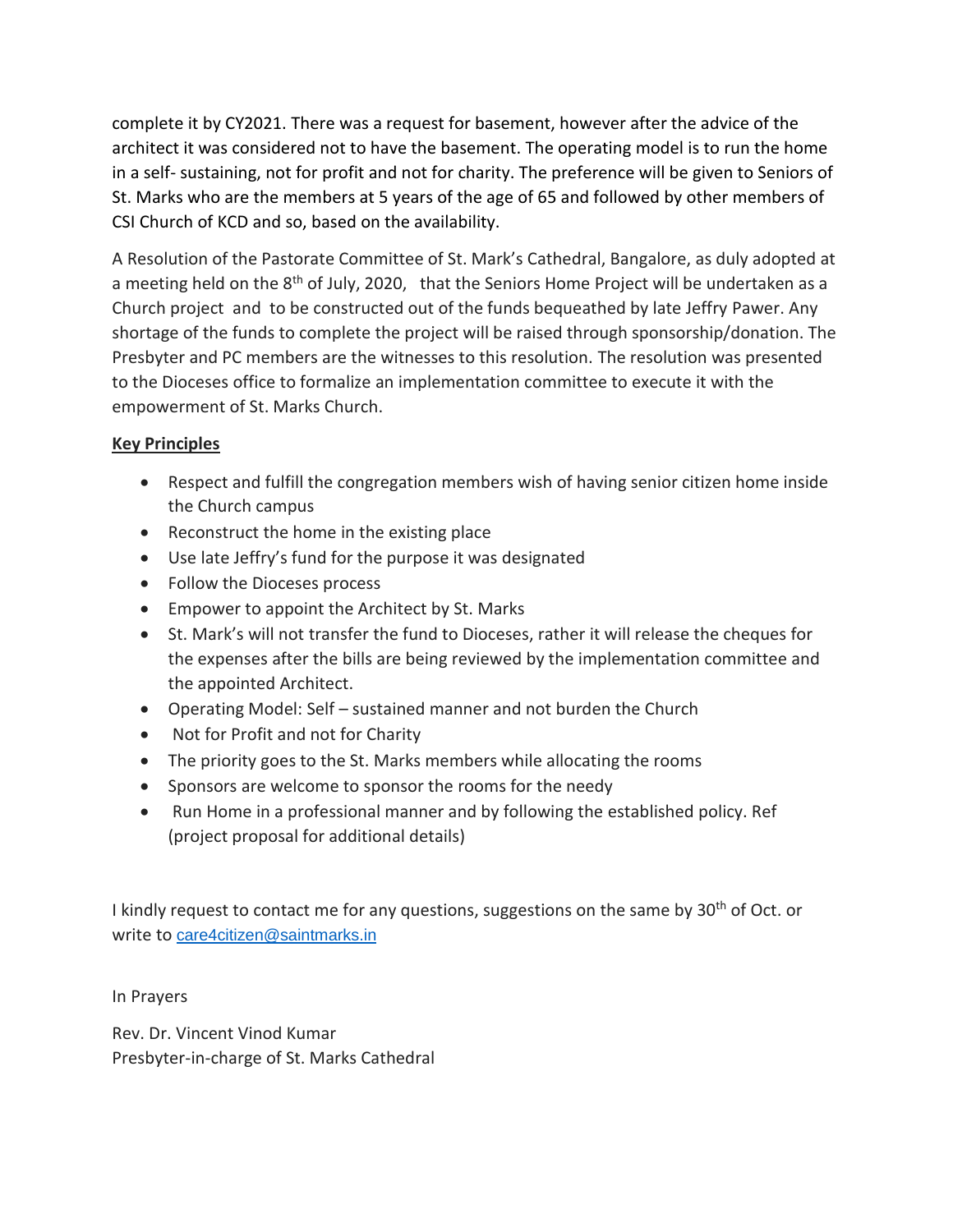complete it by CY2021. There was a request for basement, however after the advice of the architect it was considered not to have the basement. The operating model is to run the home in a self- sustaining, not for profit and not for charity. The preference will be given to Seniors of St. Marks who are the members at 5 years of the age of 65 and followed by other members of CSI Church of KCD and so, based on the availability.

A Resolution of the Pastorate Committee of St. Mark's Cathedral, Bangalore, as duly adopted at a meeting held on the 8th of July, 2020, that the Seniors Home Project will be undertaken as a Church project and to be constructed out of the funds bequeathed by late Jeffry Pawer. Any shortage of the funds to complete the project will be raised through sponsorship/donation. The Presbyter and PC members are the witnesses to this resolution. The resolution was presented to the Dioceses office to formalize an implementation committee to execute it with the empowerment of St. Marks Church.

**Key Principles**

- Respect and fulfill the congregation members wish of having senior citizen home inside the Church campus
- Reconstruct the home in the existing place
- Use late Jeffry's fund for the purpose it was designated
- Follow the Dioceses process
- Empower to appoint the Architect by St. Marks
- St. Mark's will not transfer the fund to Dioceses, rather it will release the cheques for the expenses after the bills are being reviewed by the implementation committee and the appointed Architect.
- Operating Model: Self – sustained manner and not burden the Church
- Not for Profit and not for Charity
- The priority goes to the St. Marks members while allocating the rooms
- Sponsors are welcome to sponsor the rooms for the needy
- Run Home in a professional manner and by following the established policy. Ref (project proposal for additional details)

I kindly request to contact me for any questions, suggestions on the same by 30th of Oct. or write to care4citizen@saintmarks.in

In Prayers

Rev. Dr. Vincent Vinod Kumar
Presbyter-in-charge of St. Marks Cathedral